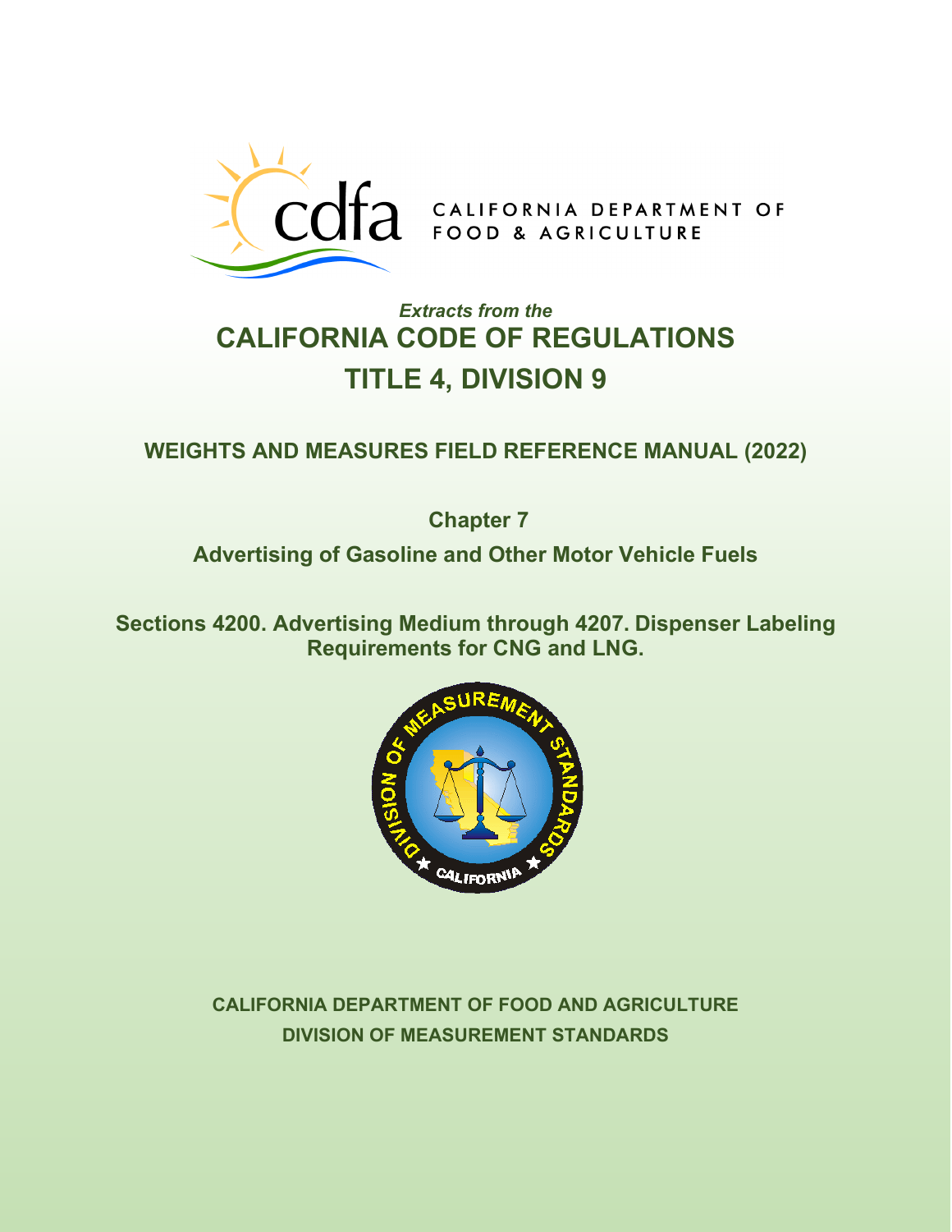CALIFORNIA DEPARTMENT OF FOOD & AGRICULTURE

*Extracts from the*

# CALIFORNIA CODE OF REGULATIONS
# TITLE 4, DIVISION 9

## WEIGHTS AND MEASURES FIELD REFERENCE MANUAL (2022)

## Chapter 7

## Advertising of Gasoline and Other Motor Vehicle Fuels

## Sections 4200. Advertising Medium through 4207. Dispenser Labeling Requirements for CNG and LNG.

**CALIFORNIA DEPARTMENT OF FOOD AND AGRICULTURE**

**DIVISION OF MEASUREMENT STANDARDS**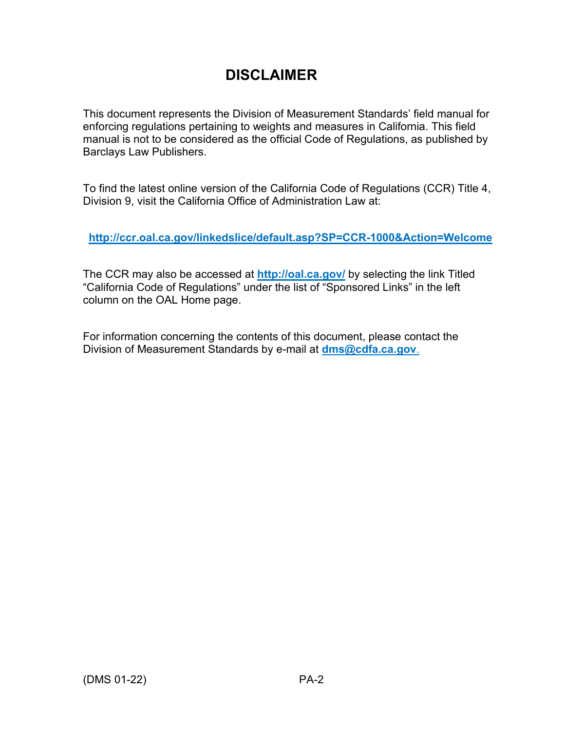# DISCLAIMER

This document represents the Division of Measurement Standards' field manual for enforcing regulations pertaining to weights and measures in California. This field manual is not to be considered as the official Code of Regulations, as published by Barclays Law Publishers.

To find the latest online version of the California Code of Regulations (CCR) Title 4, Division 9, visit the California Office of Administration Law at:

**http://ccr.oal.ca.gov/linkedslice/default.asp?SP=CCR-1000&Action=Welcome**

The CCR may also be accessed at **http://oal.ca.gov/** by selecting the link Titled "California Code of Regulations" under the list of "Sponsored Links" in the left column on the OAL Home page.

For information concerning the contents of this document, please contact the Division of Measurement Standards by e-mail at **dms@cdfa.ca.gov**.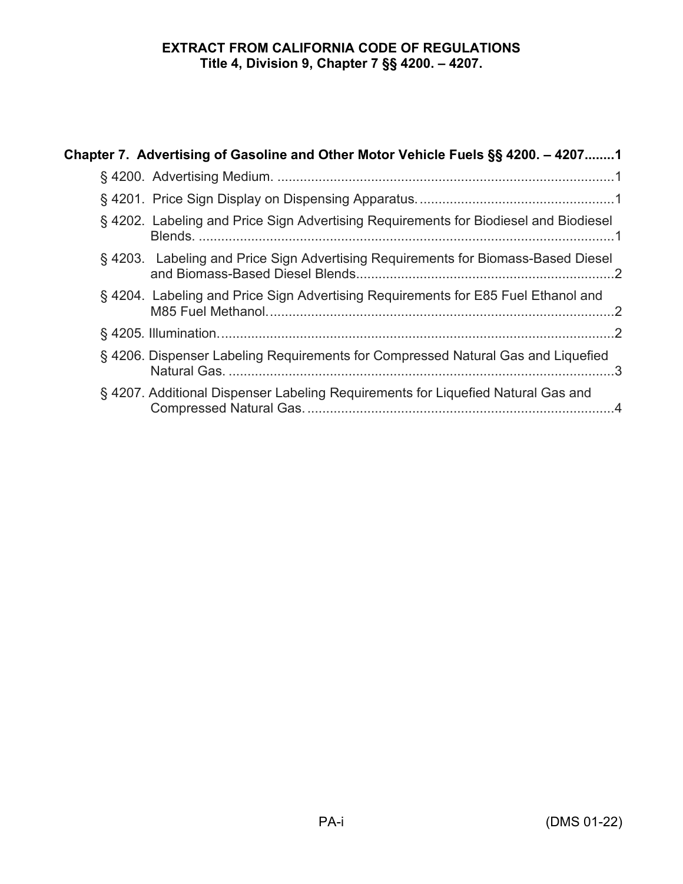**EXTRACT FROM CALIFORNIA CODE OF REGULATIONS**
**Title 4, Division 9, Chapter 7 §§ 4200. – 4207.**

**Chapter 7. Advertising of Gasoline and Other Motor Vehicle Fuels §§ 4200. – 4207........1**

- § 4200. Advertising Medium. ..........................................................................................1
- § 4201. Price Sign Display on Dispensing Apparatus. ...................................................1
- § 4202. Labeling and Price Sign Advertising Requirements for Biodiesel and Biodiesel Blends. ................................................................................................................1
- § 4203. Labeling and Price Sign Advertising Requirements for Biomass-Based Diesel and Biomass-Based Diesel Blends....................................................................2
- § 4204. Labeling and Price Sign Advertising Requirements for E85 Fuel Ethanol and M85 Fuel Methanol............................................................................................2
- § 4205. Illumination..........................................................................................................2
- § 4206. Dispenser Labeling Requirements for Compressed Natural Gas and Liquefied Natural Gas. .......................................................................................................3
- § 4207. Additional Dispenser Labeling Requirements for Liquefied Natural Gas and Compressed Natural Gas. ..................................................................................4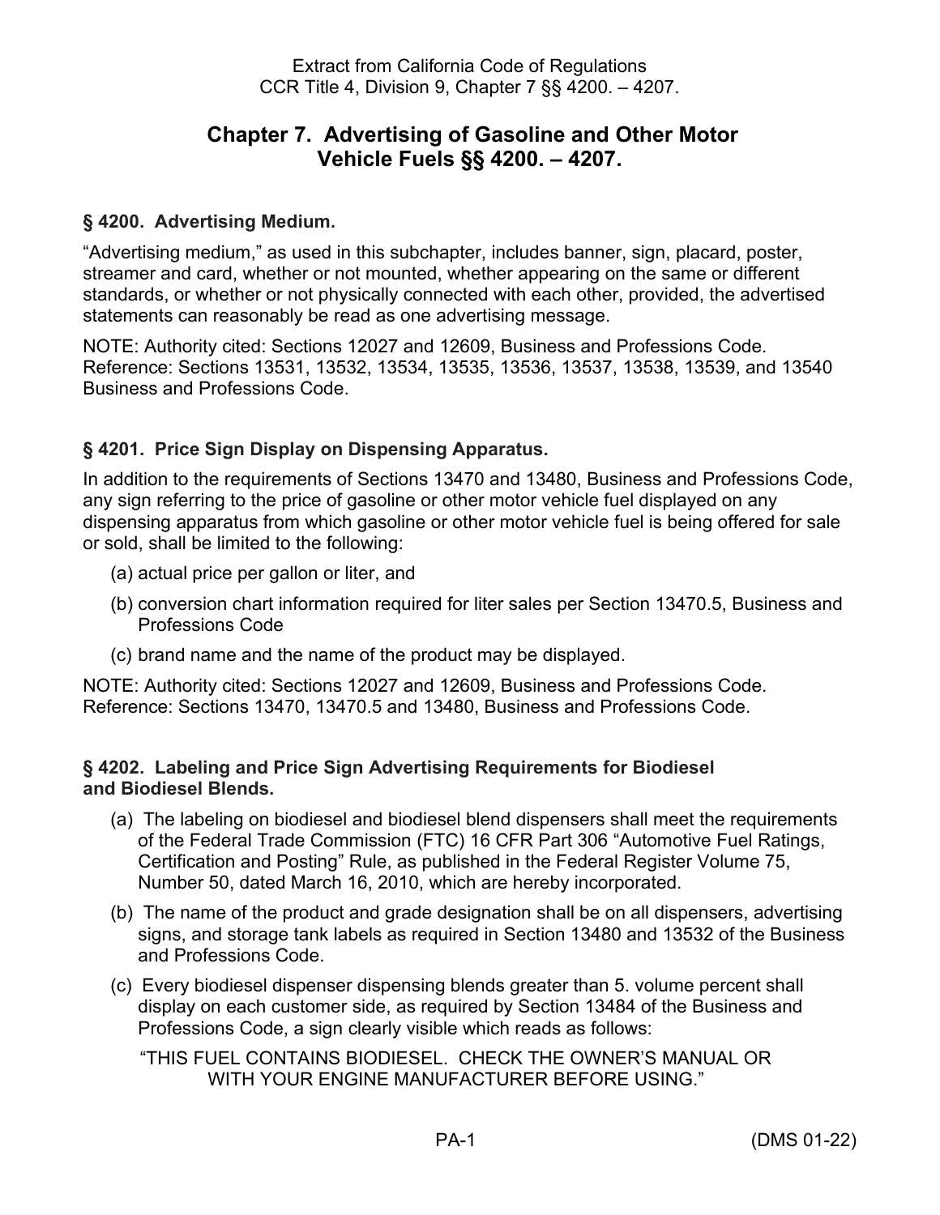Extract from California Code of Regulations
CCR Title 4, Division 9, Chapter 7 §§ 4200. – 4207.

# Chapter 7. Advertising of Gasoline and Other Motor Vehicle Fuels §§ 4200. – 4207.

### § 4200. Advertising Medium.

"Advertising medium," as used in this subchapter, includes banner, sign, placard, poster, streamer and card, whether or not mounted, whether appearing on the same or different standards, or whether or not physically connected with each other, provided, the advertised statements can reasonably be read as one advertising message.

NOTE: Authority cited: Sections 12027 and 12609, Business and Professions Code. Reference: Sections 13531, 13532, 13534, 13535, 13536, 13537, 13538, 13539, and 13540 Business and Professions Code.

### § 4201. Price Sign Display on Dispensing Apparatus.

In addition to the requirements of Sections 13470 and 13480, Business and Professions Code, any sign referring to the price of gasoline or other motor vehicle fuel displayed on any dispensing apparatus from which gasoline or other motor vehicle fuel is being offered for sale or sold, shall be limited to the following:

(a) actual price per gallon or liter, and

(b) conversion chart information required for liter sales per Section 13470.5, Business and Professions Code

(c) brand name and the name of the product may be displayed.

NOTE: Authority cited: Sections 12027 and 12609, Business and Professions Code. Reference: Sections 13470, 13470.5 and 13480, Business and Professions Code.

### § 4202. Labeling and Price Sign Advertising Requirements for Biodiesel and Biodiesel Blends.

(a) The labeling on biodiesel and biodiesel blend dispensers shall meet the requirements of the Federal Trade Commission (FTC) 16 CFR Part 306 "Automotive Fuel Ratings, Certification and Posting" Rule, as published in the Federal Register Volume 75, Number 50, dated March 16, 2010, which are hereby incorporated.

(b) The name of the product and grade designation shall be on all dispensers, advertising signs, and storage tank labels as required in Section 13480 and 13532 of the Business and Professions Code.

(c) Every biodiesel dispenser dispensing blends greater than 5. volume percent shall display on each customer side, as required by Section 13484 of the Business and Professions Code, a sign clearly visible which reads as follows:

"THIS FUEL CONTAINS BIODIESEL. CHECK THE OWNER'S MANUAL OR WITH YOUR ENGINE MANUFACTURER BEFORE USING."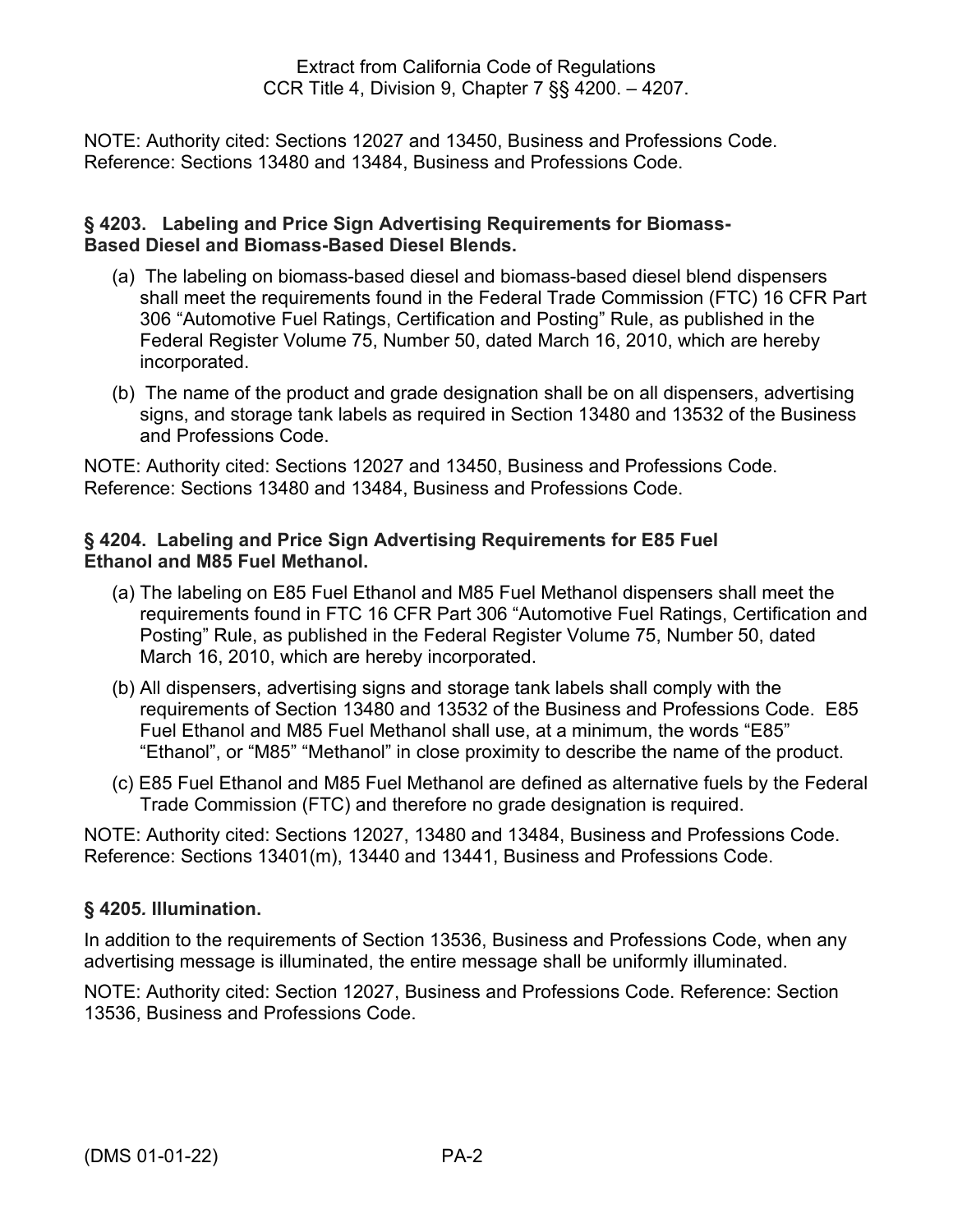NOTE: Authority cited: Sections 12027 and 13450, Business and Professions Code. Reference: Sections 13480 and 13484, Business and Professions Code.

### § 4203. Labeling and Price Sign Advertising Requirements for Biomass-Based Diesel and Biomass-Based Diesel Blends.

(a) The labeling on biomass-based diesel and biomass-based diesel blend dispensers shall meet the requirements found in the Federal Trade Commission (FTC) 16 CFR Part 306 "Automotive Fuel Ratings, Certification and Posting" Rule, as published in the Federal Register Volume 75, Number 50, dated March 16, 2010, which are hereby incorporated.

(b) The name of the product and grade designation shall be on all dispensers, advertising signs, and storage tank labels as required in Section 13480 and 13532 of the Business and Professions Code.

NOTE: Authority cited: Sections 12027 and 13450, Business and Professions Code. Reference: Sections 13480 and 13484, Business and Professions Code.

### § 4204. Labeling and Price Sign Advertising Requirements for E85 Fuel Ethanol and M85 Fuel Methanol.

(a) The labeling on E85 Fuel Ethanol and M85 Fuel Methanol dispensers shall meet the requirements found in FTC 16 CFR Part 306 "Automotive Fuel Ratings, Certification and Posting" Rule, as published in the Federal Register Volume 75, Number 50, dated March 16, 2010, which are hereby incorporated.

(b) All dispensers, advertising signs and storage tank labels shall comply with the requirements of Section 13480 and 13532 of the Business and Professions Code. E85 Fuel Ethanol and M85 Fuel Methanol shall use, at a minimum, the words "E85" "Ethanol", or "M85" "Methanol" in close proximity to describe the name of the product.

(c) E85 Fuel Ethanol and M85 Fuel Methanol are defined as alternative fuels by the Federal Trade Commission (FTC) and therefore no grade designation is required.

NOTE: Authority cited: Sections 12027, 13480 and 13484, Business and Professions Code. Reference: Sections 13401(m), 13440 and 13441, Business and Professions Code.

### § 4205. Illumination.

In addition to the requirements of Section 13536, Business and Professions Code, when any advertising message is illuminated, the entire message shall be uniformly illuminated.

NOTE: Authority cited: Section 12027, Business and Professions Code. Reference: Section 13536, Business and Professions Code.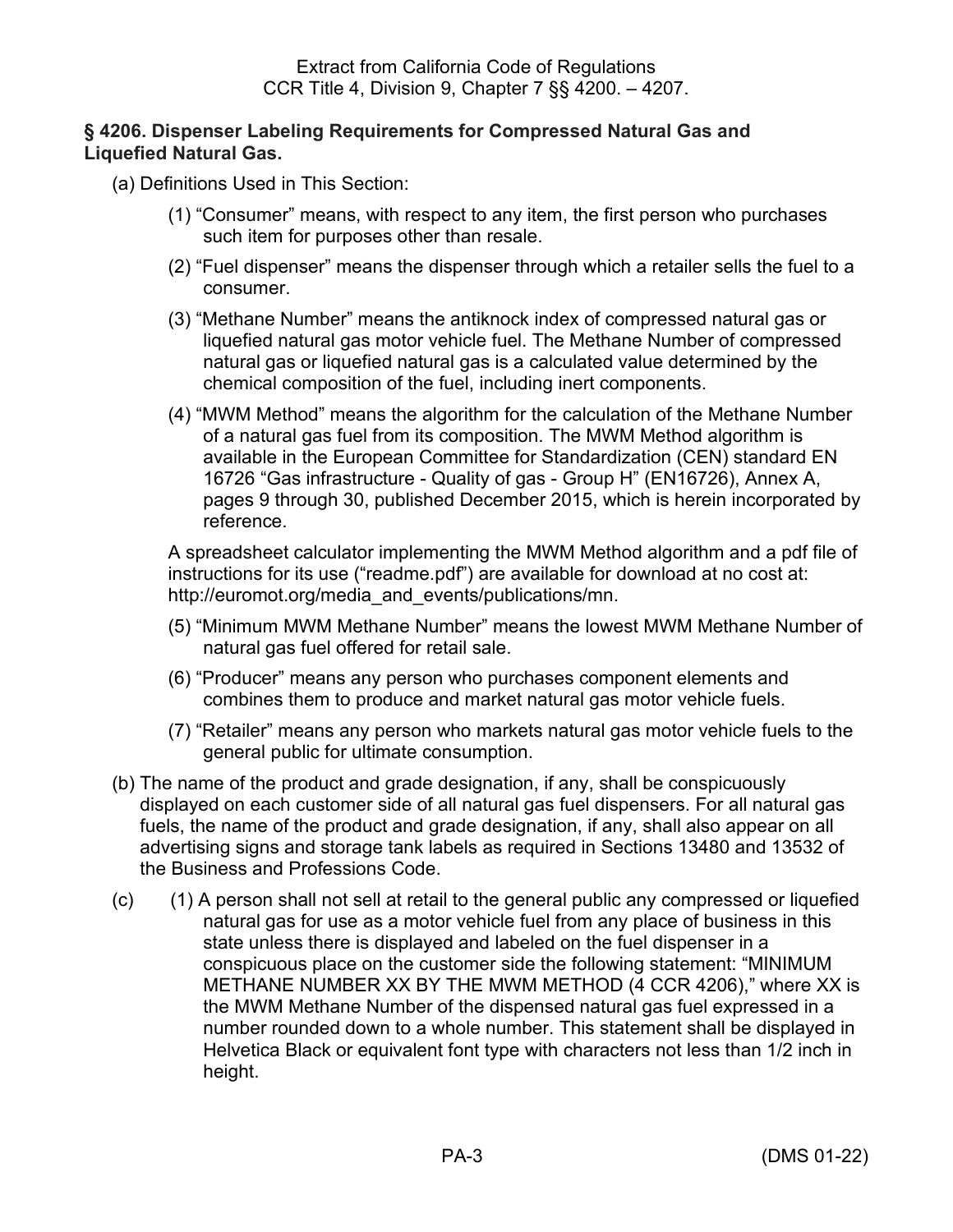Extract from California Code of Regulations
CCR Title 4, Division 9, Chapter 7 §§ 4200. – 4207.

**§ 4206. Dispenser Labeling Requirements for Compressed Natural Gas and Liquefied Natural Gas.**

(a) Definitions Used in This Section:

(1) "Consumer" means, with respect to any item, the first person who purchases such item for purposes other than resale.

(2) "Fuel dispenser" means the dispenser through which a retailer sells the fuel to a consumer.

(3) "Methane Number" means the antiknock index of compressed natural gas or liquefied natural gas motor vehicle fuel. The Methane Number of compressed natural gas or liquefied natural gas is a calculated value determined by the chemical composition of the fuel, including inert components.

(4) "MWM Method" means the algorithm for the calculation of the Methane Number of a natural gas fuel from its composition. The MWM Method algorithm is available in the European Committee for Standardization (CEN) standard EN 16726 "Gas infrastructure - Quality of gas - Group H" (EN16726), Annex A, pages 9 through 30, published December 2015, which is herein incorporated by reference.

A spreadsheet calculator implementing the MWM Method algorithm and a pdf file of instructions for its use ("readme.pdf") are available for download at no cost at: http://euromot.org/media_and_events/publications/mn.

(5) "Minimum MWM Methane Number" means the lowest MWM Methane Number of natural gas fuel offered for retail sale.

(6) "Producer" means any person who purchases component elements and combines them to produce and market natural gas motor vehicle fuels.

(7) "Retailer" means any person who markets natural gas motor vehicle fuels to the general public for ultimate consumption.

(b) The name of the product and grade designation, if any, shall be conspicuously displayed on each customer side of all natural gas fuel dispensers. For all natural gas fuels, the name of the product and grade designation, if any, shall also appear on all advertising signs and storage tank labels as required in Sections 13480 and 13532 of the Business and Professions Code.

(c) (1) A person shall not sell at retail to the general public any compressed or liquefied natural gas for use as a motor vehicle fuel from any place of business in this state unless there is displayed and labeled on the fuel dispenser in a conspicuous place on the customer side the following statement: "MINIMUM METHANE NUMBER XX BY THE MWM METHOD (4 CCR 4206)," where XX is the MWM Methane Number of the dispensed natural gas fuel expressed in a number rounded down to a whole number. This statement shall be displayed in Helvetica Black or equivalent font type with characters not less than 1/2 inch in height.

(DMS 01-22)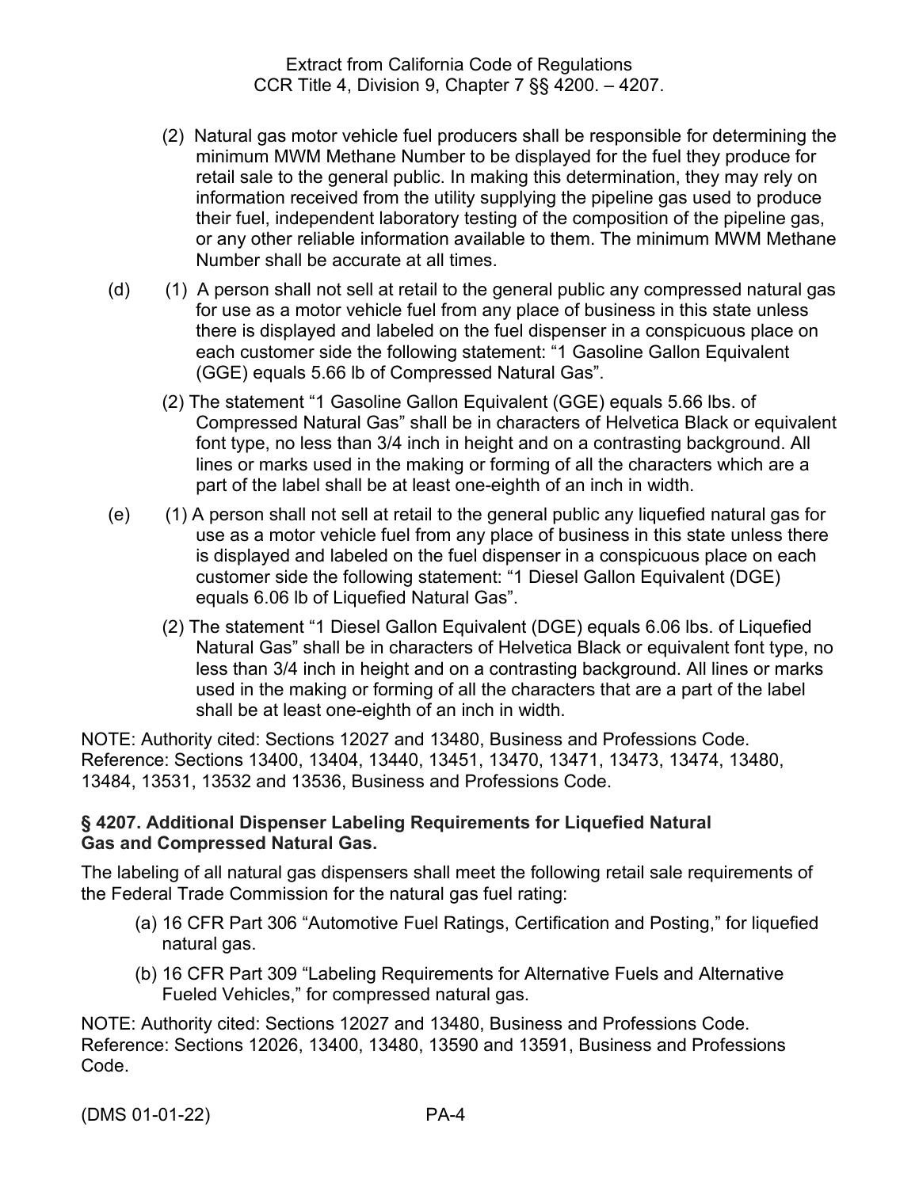(2) Natural gas motor vehicle fuel producers shall be responsible for determining the minimum MWM Methane Number to be displayed for the fuel they produce for retail sale to the general public. In making this determination, they may rely on information received from the utility supplying the pipeline gas used to produce their fuel, independent laboratory testing of the composition of the pipeline gas, or any other reliable information available to them. The minimum MWM Methane Number shall be accurate at all times.

(d) (1) A person shall not sell at retail to the general public any compressed natural gas for use as a motor vehicle fuel from any place of business in this state unless there is displayed and labeled on the fuel dispenser in a conspicuous place on each customer side the following statement: "1 Gasoline Gallon Equivalent (GGE) equals 5.66 lb of Compressed Natural Gas".

(2) The statement "1 Gasoline Gallon Equivalent (GGE) equals 5.66 lbs. of Compressed Natural Gas" shall be in characters of Helvetica Black or equivalent font type, no less than 3/4 inch in height and on a contrasting background. All lines or marks used in the making or forming of all the characters which are a part of the label shall be at least one-eighth of an inch in width.

(e) (1) A person shall not sell at retail to the general public any liquefied natural gas for use as a motor vehicle fuel from any place of business in this state unless there is displayed and labeled on the fuel dispenser in a conspicuous place on each customer side the following statement: "1 Diesel Gallon Equivalent (DGE) equals 6.06 lb of Liquefied Natural Gas".

(2) The statement "1 Diesel Gallon Equivalent (DGE) equals 6.06 lbs. of Liquefied Natural Gas" shall be in characters of Helvetica Black or equivalent font type, no less than 3/4 inch in height and on a contrasting background. All lines or marks used in the making or forming of all the characters that are a part of the label shall be at least one-eighth of an inch in width.

NOTE: Authority cited: Sections 12027 and 13480, Business and Professions Code. Reference: Sections 13400, 13404, 13440, 13451, 13470, 13471, 13473, 13474, 13480, 13484, 13531, 13532 and 13536, Business and Professions Code.

### § 4207. Additional Dispenser Labeling Requirements for Liquefied Natural Gas and Compressed Natural Gas.

The labeling of all natural gas dispensers shall meet the following retail sale requirements of the Federal Trade Commission for the natural gas fuel rating:

(a) 16 CFR Part 306 "Automotive Fuel Ratings, Certification and Posting," for liquefied natural gas.

(b) 16 CFR Part 309 "Labeling Requirements for Alternative Fuels and Alternative Fueled Vehicles," for compressed natural gas.

NOTE: Authority cited: Sections 12027 and 13480, Business and Professions Code. Reference: Sections 12026, 13400, 13480, 13590 and 13591, Business and Professions Code.